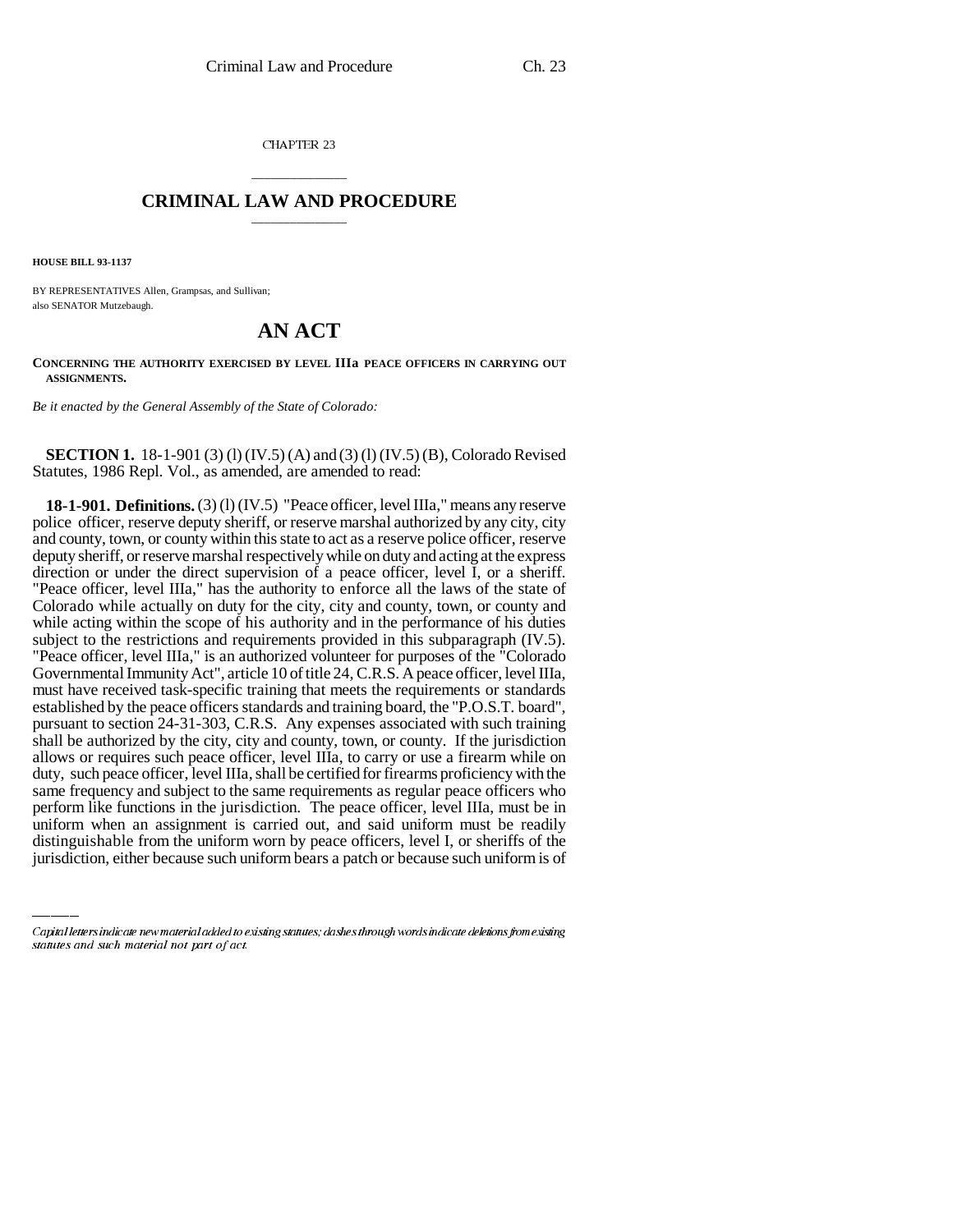CHAPTER 23

# CRIMINAL LAW AND PROCEDURE

**HOUSE BILL 93-1137**

BY REPRESENTATIVES Allen, Grampsas, and Sullivan;
also SENATOR Mutzebaugh.

## AN ACT

**CONCERNING THE AUTHORITY EXERCISED BY LEVEL IIIa PEACE OFFICERS IN CARRYING OUT ASSIGNMENTS.**

*Be it enacted by the General Assembly of the State of Colorado:*

**SECTION 1.** 18-1-901 (3) (l) (IV.5) (A) and (3) (l) (IV.5) (B), Colorado Revised Statutes, 1986 Repl. Vol., as amended, are amended to read:

**18-1-901. Definitions.** (3) (l) (IV.5) "Peace officer, level IIIa," means any reserve police officer, reserve deputy sheriff, or reserve marshal authorized by any city, city and county, town, or county within this state to act as a reserve police officer, reserve deputy sheriff, or reserve marshal respectively while on duty and acting at the express direction or under the direct supervision of a peace officer, level I, or a sheriff. "Peace officer, level IIIa," has the authority to enforce all the laws of the state of Colorado while actually on duty for the city, city and county, town, or county and while acting within the scope of his authority and in the performance of his duties subject to the restrictions and requirements provided in this subparagraph (IV.5). "Peace officer, level IIIa," is an authorized volunteer for purposes of the "Colorado Governmental Immunity Act", article 10 of title 24, C.R.S. A peace officer, level IIIa, must have received task-specific training that meets the requirements or standards established by the peace officers standards and training board, the "P.O.S.T. board", pursuant to section 24-31-303, C.R.S. Any expenses associated with such training shall be authorized by the city, city and county, town, or county. If the jurisdiction allows or requires such peace officer, level IIIa, to carry or use a firearm while on duty, such peace officer, level IIIa, shall be certified for firearms proficiency with the same frequency and subject to the same requirements as regular peace officers who perform like functions in the jurisdiction. The peace officer, level IIIa, must be in uniform when an assignment is carried out, and said uniform must be readily distinguishable from the uniform worn by peace officers, level I, or sheriffs of the jurisdiction, either because such uniform bears a patch or because such uniform is of

*Capital letters indicate new material added to existing statutes; dashes through words indicate deletions from existing statutes and such material not part of act.*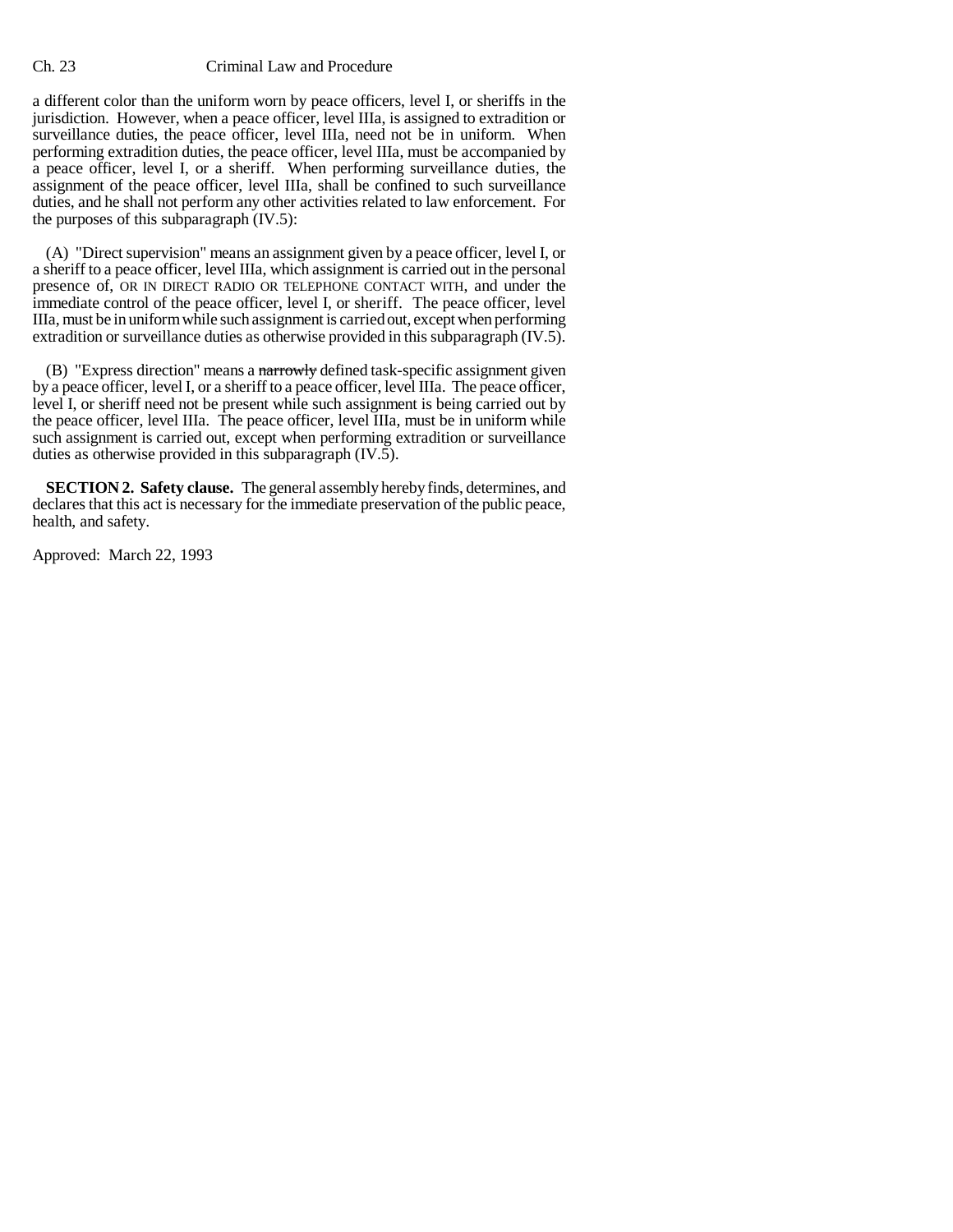a different color than the uniform worn by peace officers, level I, or sheriffs in the jurisdiction. However, when a peace officer, level IIIa, is assigned to extradition or surveillance duties, the peace officer, level IIIa, need not be in uniform. When performing extradition duties, the peace officer, level IIIa, must be accompanied by a peace officer, level I, or a sheriff. When performing surveillance duties, the assignment of the peace officer, level IIIa, shall be confined to such surveillance duties, and he shall not perform any other activities related to law enforcement. For the purposes of this subparagraph (IV.5):

(A) "Direct supervision" means an assignment given by a peace officer, level I, or a sheriff to a peace officer, level IIIa, which assignment is carried out in the personal presence of, OR IN DIRECT RADIO OR TELEPHONE CONTACT WITH, and under the immediate control of the peace officer, level I, or sheriff. The peace officer, level IIIa, must be in uniform while such assignment is carried out, except when performing extradition or surveillance duties as otherwise provided in this subparagraph (IV.5).

(B) "Express direction" means a ~~narrowly~~ defined task-specific assignment given by a peace officer, level I, or a sheriff to a peace officer, level IIIa. The peace officer, level I, or sheriff need not be present while such assignment is being carried out by the peace officer, level IIIa. The peace officer, level IIIa, must be in uniform while such assignment is carried out, except when performing extradition or surveillance duties as otherwise provided in this subparagraph (IV.5).

**SECTION 2. Safety clause.** The general assembly hereby finds, determines, and declares that this act is necessary for the immediate preservation of the public peace, health, and safety.

Approved: March 22, 1993